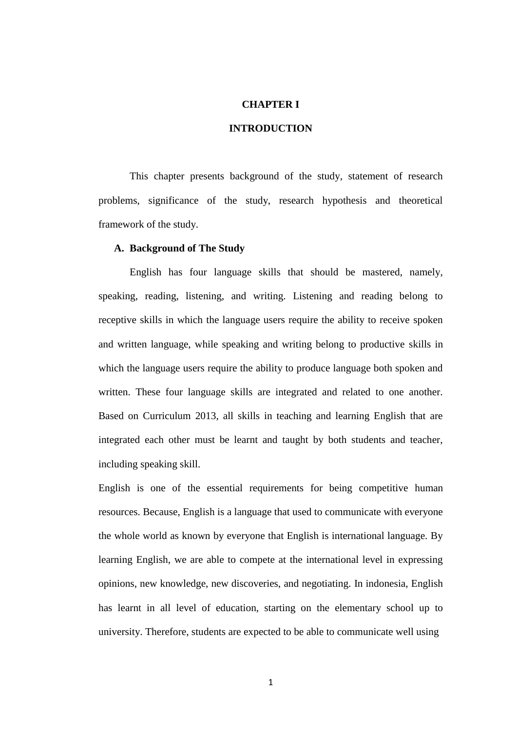# CHAPTER I

# INTRODUCTION

This chapter presents background of the study, statement of research problems, significance of the study, research hypothesis and theoretical framework of the study.

## A. Background of The Study

English has four language skills that should be mastered, namely, speaking, reading, listening, and writing. Listening and reading belong to receptive skills in which the language users require the ability to receive spoken and written language, while speaking and writing belong to productive skills in which the language users require the ability to produce language both spoken and written. These four language skills are integrated and related to one another. Based on Curriculum 2013, all skills in teaching and learning English that are integrated each other must be learnt and taught by both students and teacher, including speaking skill.

English is one of the essential requirements for being competitive human resources. Because, English is a language that used to communicate with everyone the whole world as known by everyone that English is international language. By learning English, we are able to compete at the international level in expressing opinions, new knowledge, new discoveries, and negotiating. In indonesia, English has learnt in all level of education, starting on the elementary school up to university. Therefore, students are expected to be able to communicate well using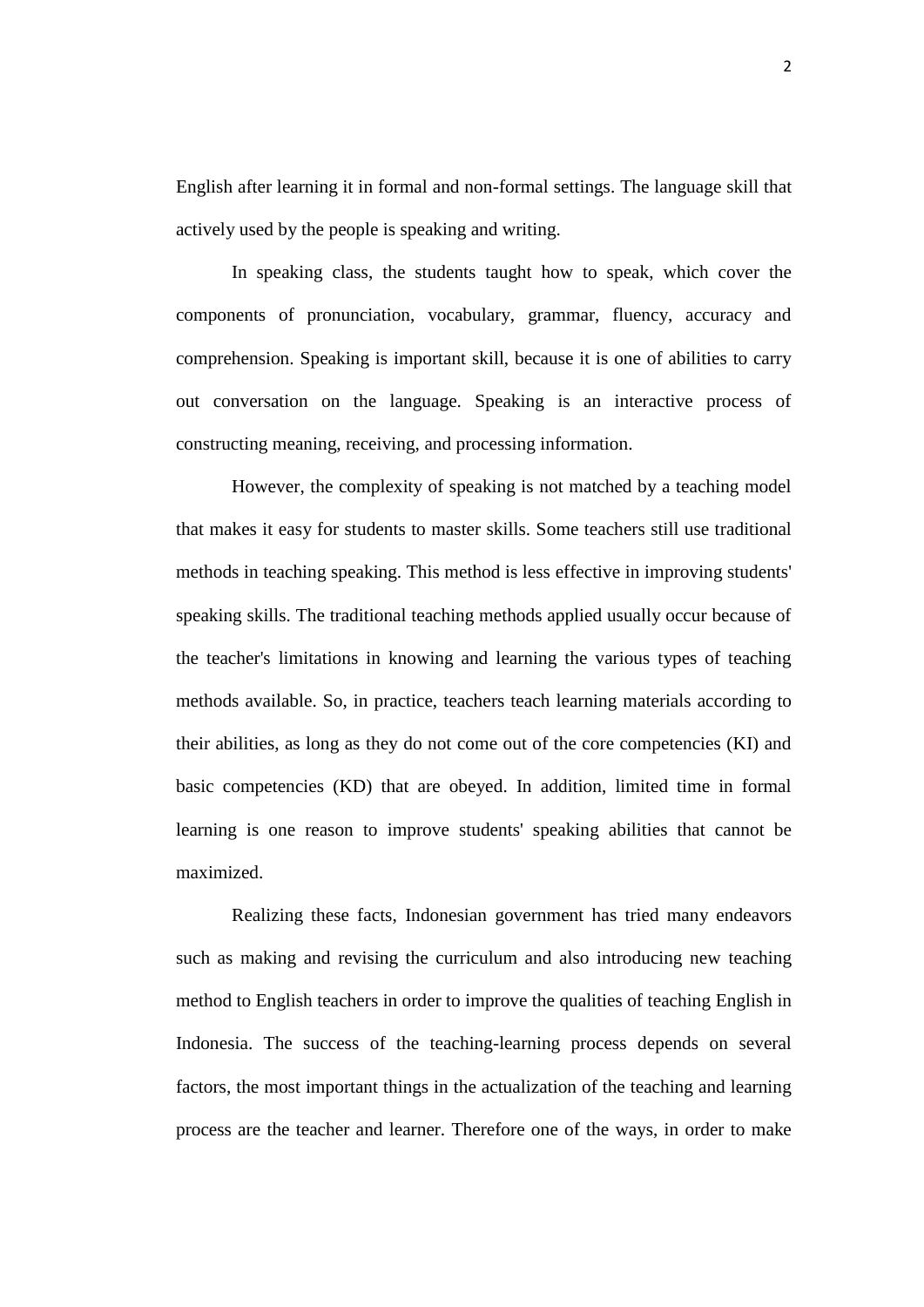English after learning it in formal and non-formal settings. The language skill that actively used by the people is speaking and writing.

In speaking class, the students taught how to speak, which cover the components of pronunciation, vocabulary, grammar, fluency, accuracy and comprehension. Speaking is important skill, because it is one of abilities to carry out conversation on the language. Speaking is an interactive process of constructing meaning, receiving, and processing information.

However, the complexity of speaking is not matched by a teaching model that makes it easy for students to master skills. Some teachers still use traditional methods in teaching speaking. This method is less effective in improving students' speaking skills. The traditional teaching methods applied usually occur because of the teacher's limitations in knowing and learning the various types of teaching methods available. So, in practice, teachers teach learning materials according to their abilities, as long as they do not come out of the core competencies (KI) and basic competencies (KD) that are obeyed. In addition, limited time in formal learning is one reason to improve students' speaking abilities that cannot be maximized.

Realizing these facts, Indonesian government has tried many endeavors such as making and revising the curriculum and also introducing new teaching method to English teachers in order to improve the qualities of teaching English in Indonesia. The success of the teaching-learning process depends on several factors, the most important things in the actualization of the teaching and learning process are the teacher and learner. Therefore one of the ways, in order to make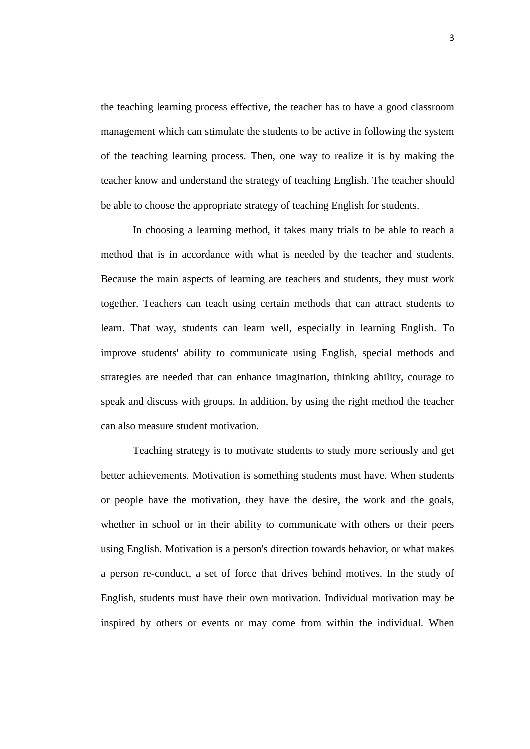the teaching learning process effective, the teacher has to have a good classroom management which can stimulate the students to be active in following the system of the teaching learning process. Then, one way to realize it is by making the teacher know and understand the strategy of teaching English. The teacher should be able to choose the appropriate strategy of teaching English for students.

In choosing a learning method, it takes many trials to be able to reach a method that is in accordance with what is needed by the teacher and students. Because the main aspects of learning are teachers and students, they must work together. Teachers can teach using certain methods that can attract students to learn. That way, students can learn well, especially in learning English. To improve students' ability to communicate using English, special methods and strategies are needed that can enhance imagination, thinking ability, courage to speak and discuss with groups. In addition, by using the right method the teacher can also measure student motivation.

Teaching strategy is to motivate students to study more seriously and get better achievements. Motivation is something students must have. When students or people have the motivation, they have the desire, the work and the goals, whether in school or in their ability to communicate with others or their peers using English. Motivation is a person's direction towards behavior, or what makes a person re-conduct, a set of force that drives behind motives. In the study of English, students must have their own motivation. Individual motivation may be inspired by others or events or may come from within the individual. When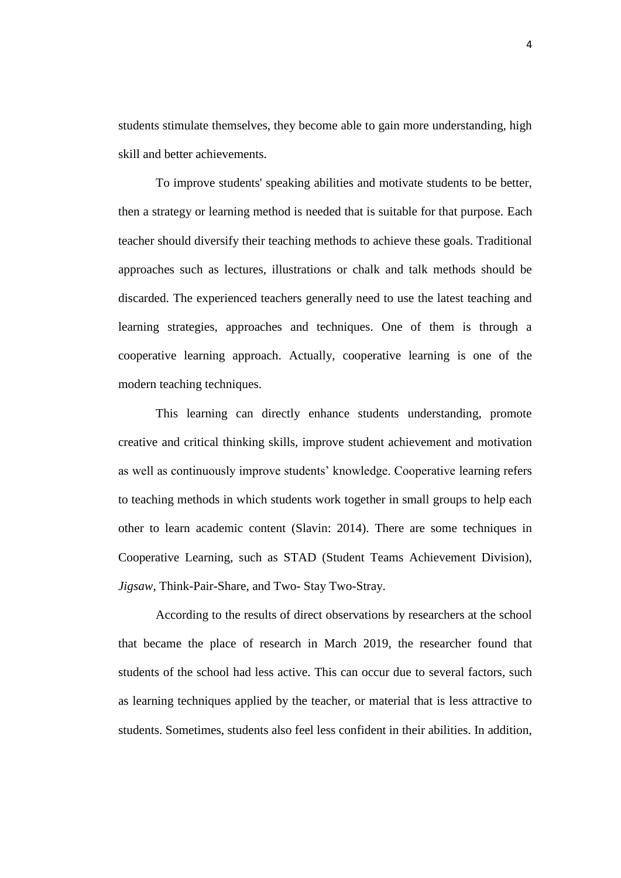students stimulate themselves, they become able to gain more understanding, high skill and better achievements.

To improve students' speaking abilities and motivate students to be better, then a strategy or learning method is needed that is suitable for that purpose. Each teacher should diversify their teaching methods to achieve these goals. Traditional approaches such as lectures, illustrations or chalk and talk methods should be discarded. The experienced teachers generally need to use the latest teaching and learning strategies, approaches and techniques. One of them is through a cooperative learning approach. Actually, cooperative learning is one of the modern teaching techniques.

This learning can directly enhance students understanding, promote creative and critical thinking skills, improve student achievement and motivation as well as continuously improve students' knowledge. Cooperative learning refers to teaching methods in which students work together in small groups to help each other to learn academic content (Slavin: 2014). There are some techniques in Cooperative Learning, such as STAD (Student Teams Achievement Division), *Jigsaw*, Think-Pair-Share, and Two- Stay Two-Stray.

According to the results of direct observations by researchers at the school that became the place of research in March 2019, the researcher found that students of the school had less active. This can occur due to several factors, such as learning techniques applied by the teacher, or material that is less attractive to students. Sometimes, students also feel less confident in their abilities. In addition,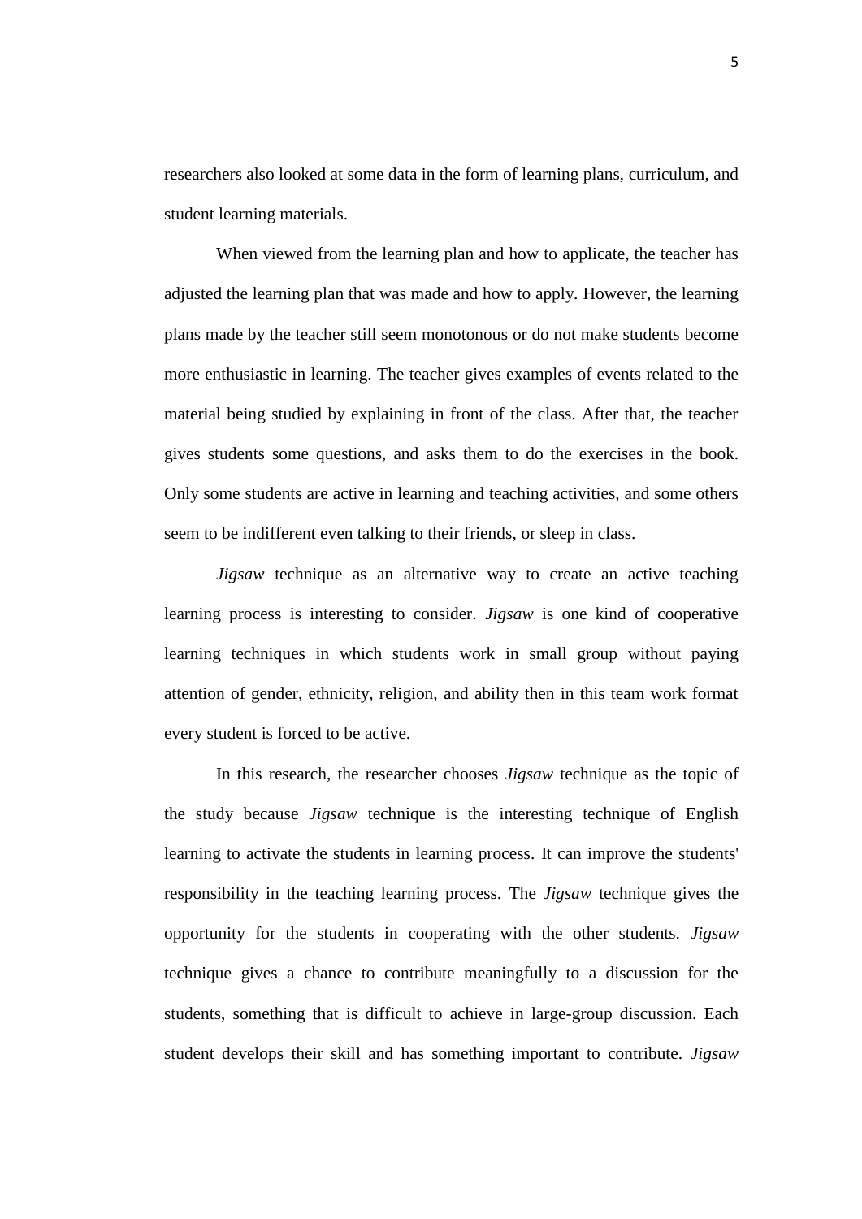researchers also looked at some data in the form of learning plans, curriculum, and student learning materials.

When viewed from the learning plan and how to applicate, the teacher has adjusted the learning plan that was made and how to apply. However, the learning plans made by the teacher still seem monotonous or do not make students become more enthusiastic in learning. The teacher gives examples of events related to the material being studied by explaining in front of the class. After that, the teacher gives students some questions, and asks them to do the exercises in the book. Only some students are active in learning and teaching activities, and some others seem to be indifferent even talking to their friends, or sleep in class.

*Jigsaw* technique as an alternative way to create an active teaching learning process is interesting to consider. *Jigsaw* is one kind of cooperative learning techniques in which students work in small group without paying attention of gender, ethnicity, religion, and ability then in this team work format every student is forced to be active.

In this research, the researcher chooses *Jigsaw* technique as the topic of the study because *Jigsaw* technique is the interesting technique of English learning to activate the students in learning process. It can improve the students' responsibility in the teaching learning process. The *Jigsaw* technique gives the opportunity for the students in cooperating with the other students. *Jigsaw* technique gives a chance to contribute meaningfully to a discussion for the students, something that is difficult to achieve in large-group discussion. Each student develops their skill and has something important to contribute. *Jigsaw*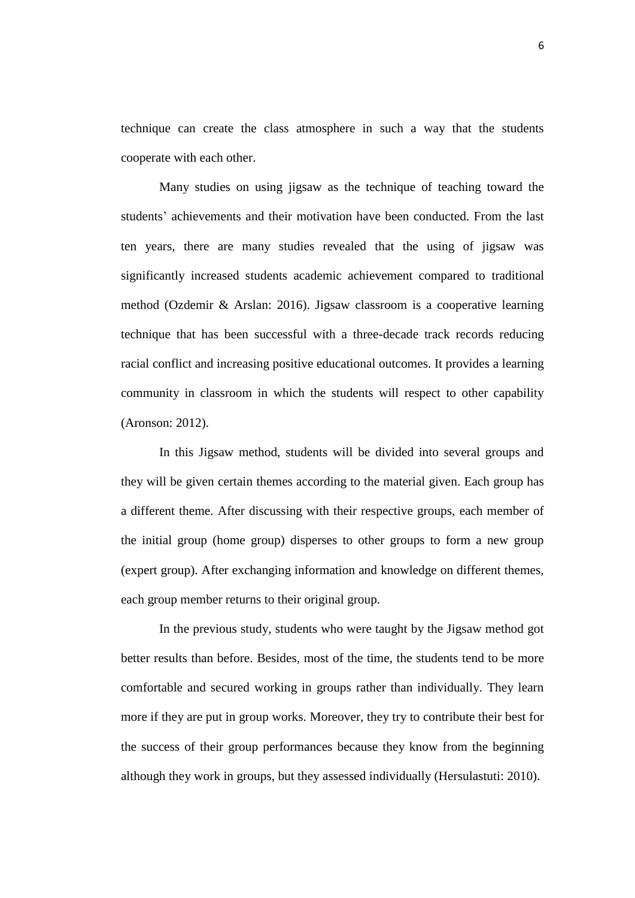technique can create the class atmosphere in such a way that the students cooperate with each other.

Many studies on using jigsaw as the technique of teaching toward the students' achievements and their motivation have been conducted. From the last ten years, there are many studies revealed that the using of jigsaw was significantly increased students academic achievement compared to traditional method (Ozdemir & Arslan: 2016). Jigsaw classroom is a cooperative learning technique that has been successful with a three-decade track records reducing racial conflict and increasing positive educational outcomes. It provides a learning community in classroom in which the students will respect to other capability (Aronson: 2012).

In this Jigsaw method, students will be divided into several groups and they will be given certain themes according to the material given. Each group has a different theme. After discussing with their respective groups, each member of the initial group (home group) disperses to other groups to form a new group (expert group). After exchanging information and knowledge on different themes, each group member returns to their original group.

In the previous study, students who were taught by the Jigsaw method got better results than before. Besides, most of the time, the students tend to be more comfortable and secured working in groups rather than individually. They learn more if they are put in group works. Moreover, they try to contribute their best for the success of their group performances because they know from the beginning although they work in groups, but they assessed individually (Hersulastuti: 2010).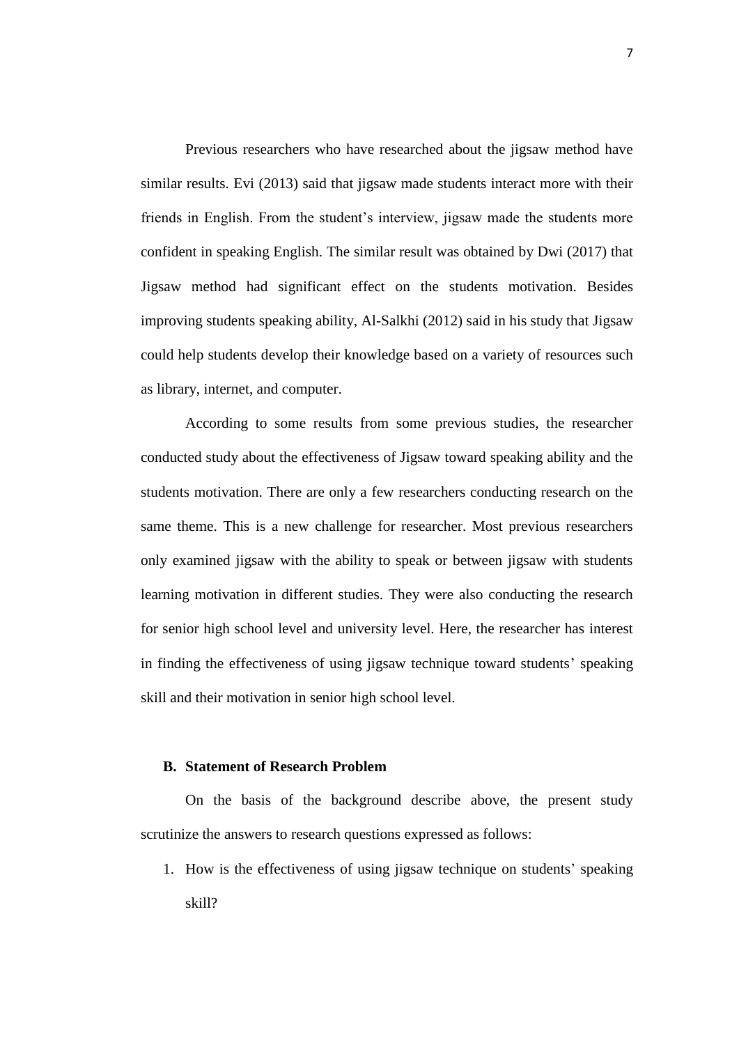Previous researchers who have researched about the jigsaw method have similar results. Evi (2013) said that jigsaw made students interact more with their friends in English. From the student's interview, jigsaw made the students more confident in speaking English. The similar result was obtained by Dwi (2017) that Jigsaw method had significant effect on the students motivation. Besides improving students speaking ability, Al-Salkhi (2012) said in his study that Jigsaw could help students develop their knowledge based on a variety of resources such as library, internet, and computer.

According to some results from some previous studies, the researcher conducted study about the effectiveness of Jigsaw toward speaking ability and the students motivation. There are only a few researchers conducting research on the same theme. This is a new challenge for researcher. Most previous researchers only examined jigsaw with the ability to speak or between jigsaw with students learning motivation in different studies. They were also conducting the research for senior high school level and university level. Here, the researcher has interest in finding the effectiveness of using jigsaw technique toward students' speaking skill and their motivation in senior high school level.

## B. Statement of Research Problem

On the basis of the background describe above, the present study scrutinize the answers to research questions expressed as follows:

1. How is the effectiveness of using jigsaw technique on students' speaking skill?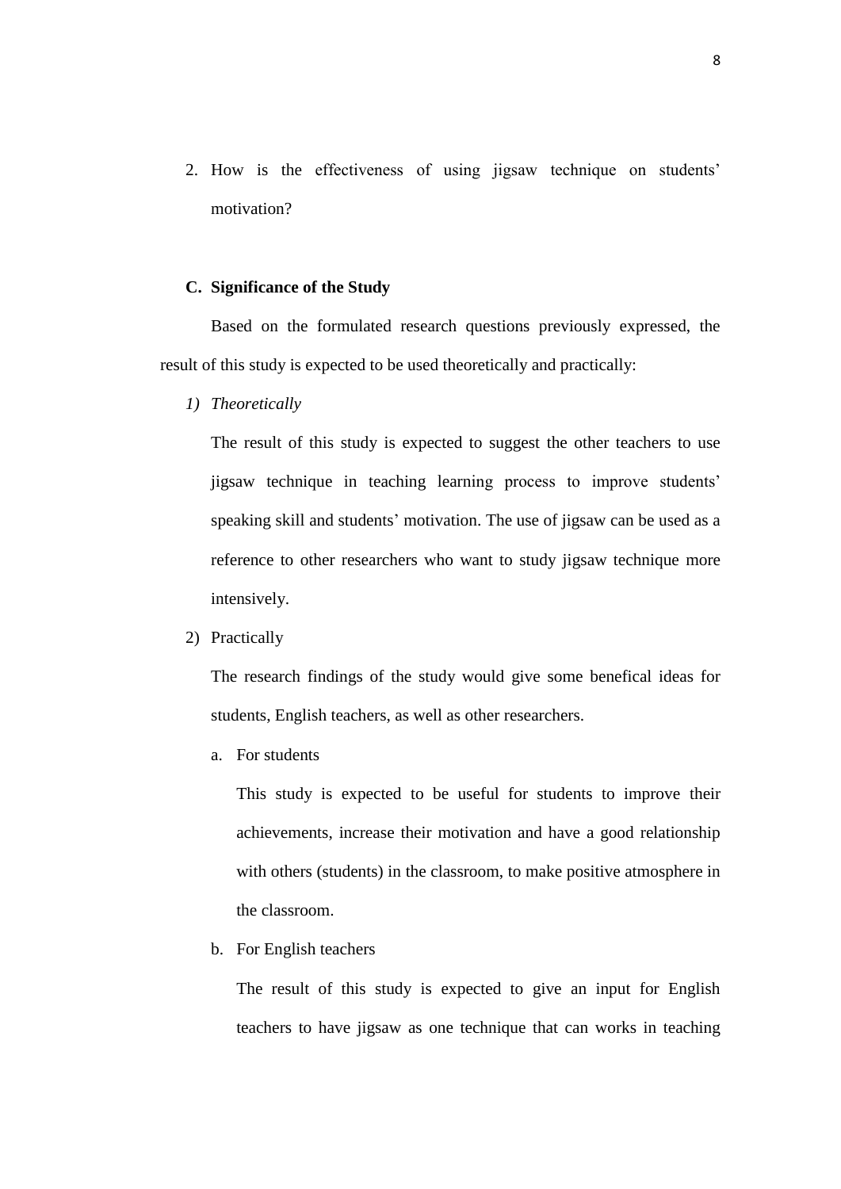2. How is the effectiveness of using jigsaw technique on students' motivation?

## C. Significance of the Study

Based on the formulated research questions previously expressed, the result of this study is expected to be used theoretically and practically:

*1) Theoretically*

The result of this study is expected to suggest the other teachers to use jigsaw technique in teaching learning process to improve students' speaking skill and students' motivation. The use of jigsaw can be used as a reference to other researchers who want to study jigsaw technique more intensively.

2) Practically

The research findings of the study would give some benefical ideas for students, English teachers, as well as other researchers.

a. For students

This study is expected to be useful for students to improve their achievements, increase their motivation and have a good relationship with others (students) in the classroom, to make positive atmosphere in the classroom.

b. For English teachers

The result of this study is expected to give an input for English teachers to have jigsaw as one technique that can works in teaching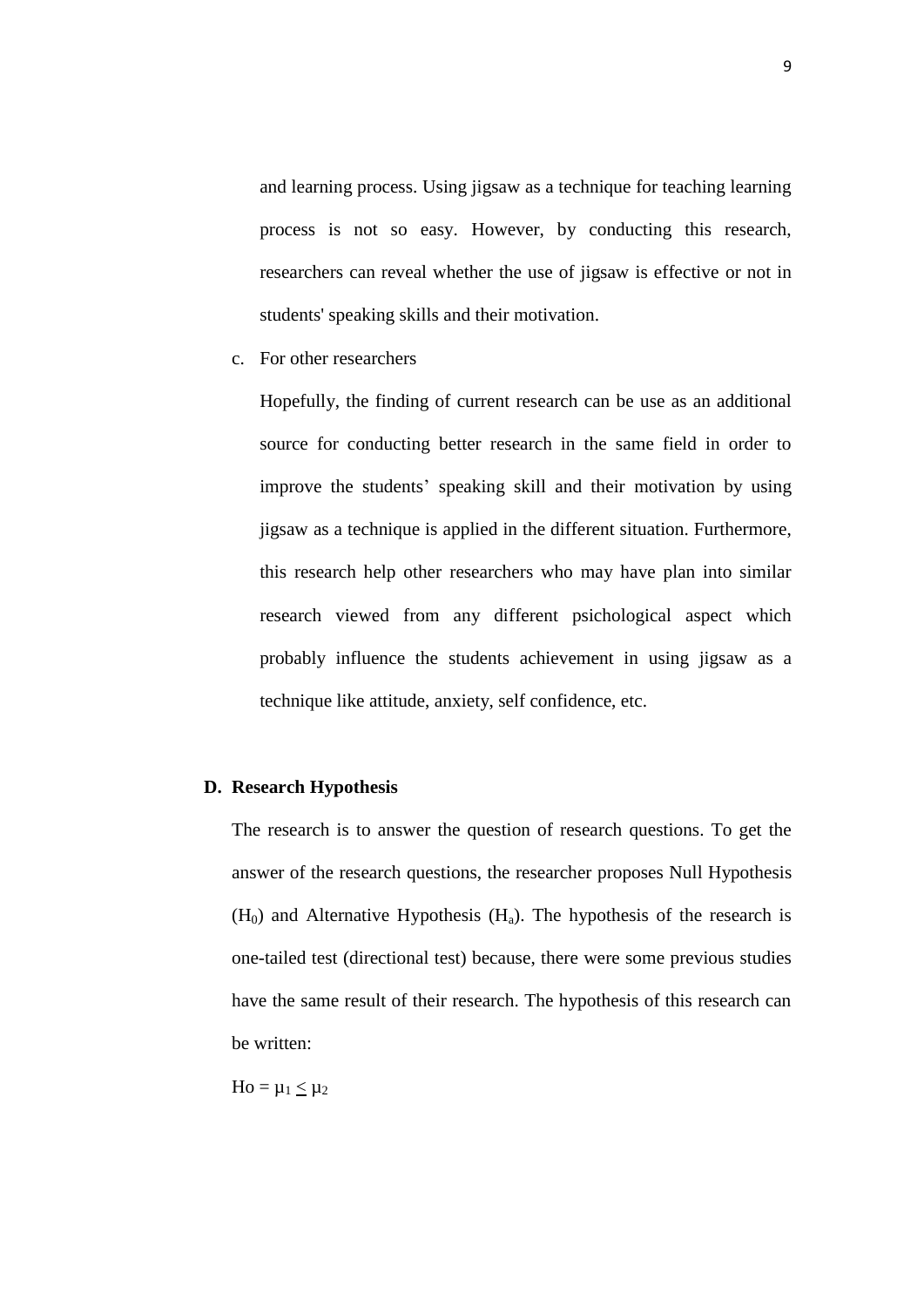and learning process. Using jigsaw as a technique for teaching learning process is not so easy. However, by conducting this research, researchers can reveal whether the use of jigsaw is effective or not in students' speaking skills and their motivation.

c. For other researchers

Hopefully, the finding of current research can be use as an additional source for conducting better research in the same field in order to improve the students' speaking skill and their motivation by using jigsaw as a technique is applied in the different situation. Furthermore, this research help other researchers who may have plan into similar research viewed from any different psichological aspect which probably influence the students achievement in using jigsaw as a technique like attitude, anxiety, self confidence, etc.

## D. Research Hypothesis

The research is to answer the question of research questions. To get the answer of the research questions, the researcher proposes Null Hypothesis ($H_0$) and Alternative Hypothesis ($H_a$). The hypothesis of the research is one-tailed test (directional test) because, there were some previous studies have the same result of their research. The hypothesis of this research can be written:

$Ho = \mu_1 \leq \mu_2$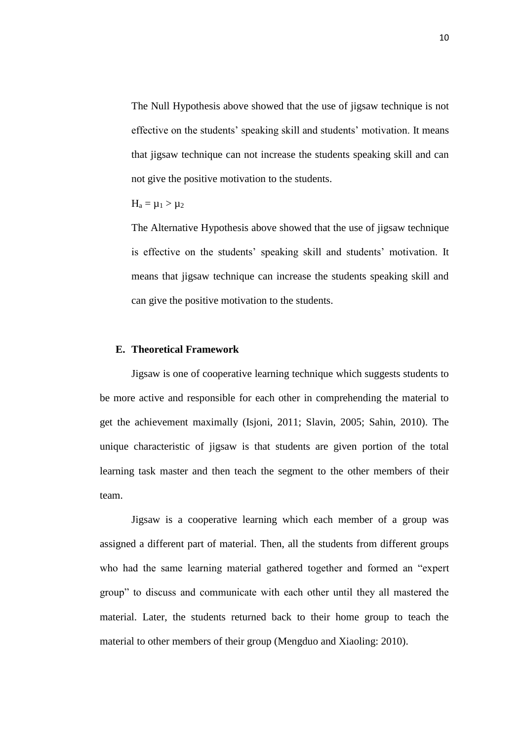The Null Hypothesis above showed that the use of jigsaw technique is not effective on the students' speaking skill and students' motivation. It means that jigsaw technique can not increase the students speaking skill and can not give the positive motivation to the students.

$H_a = \mu_1 > \mu_2$

The Alternative Hypothesis above showed that the use of jigsaw technique is effective on the students' speaking skill and students' motivation. It means that jigsaw technique can increase the students speaking skill and can give the positive motivation to the students.

## E. Theoretical Framework

Jigsaw is one of cooperative learning technique which suggests students to be more active and responsible for each other in comprehending the material to get the achievement maximally (Isjoni, 2011; Slavin, 2005; Sahin, 2010). The unique characteristic of jigsaw is that students are given portion of the total learning task master and then teach the segment to the other members of their team.

Jigsaw is a cooperative learning which each member of a group was assigned a different part of material. Then, all the students from different groups who had the same learning material gathered together and formed an "expert group" to discuss and communicate with each other until they all mastered the material. Later, the students returned back to their home group to teach the material to other members of their group (Mengduo and Xiaoling: 2010).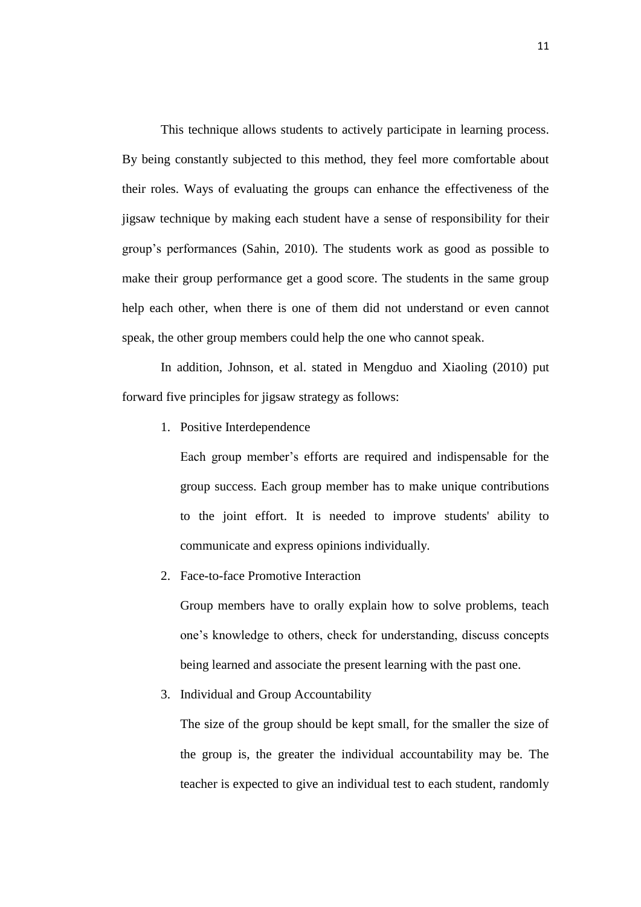This technique allows students to actively participate in learning process. By being constantly subjected to this method, they feel more comfortable about their roles. Ways of evaluating the groups can enhance the effectiveness of the jigsaw technique by making each student have a sense of responsibility for their group's performances (Sahin, 2010). The students work as good as possible to make their group performance get a good score. The students in the same group help each other, when there is one of them did not understand or even cannot speak, the other group members could help the one who cannot speak.

In addition, Johnson, et al. stated in Mengduo and Xiaoling (2010) put forward five principles for jigsaw strategy as follows:

1. Positive Interdependence

   Each group member's efforts are required and indispensable for the group success. Each group member has to make unique contributions to the joint effort. It is needed to improve students' ability to communicate and express opinions individually.

2. Face-to-face Promotive Interaction

   Group members have to orally explain how to solve problems, teach one's knowledge to others, check for understanding, discuss concepts being learned and associate the present learning with the past one.

3. Individual and Group Accountability

   The size of the group should be kept small, for the smaller the size of the group is, the greater the individual accountability may be. The teacher is expected to give an individual test to each student, randomly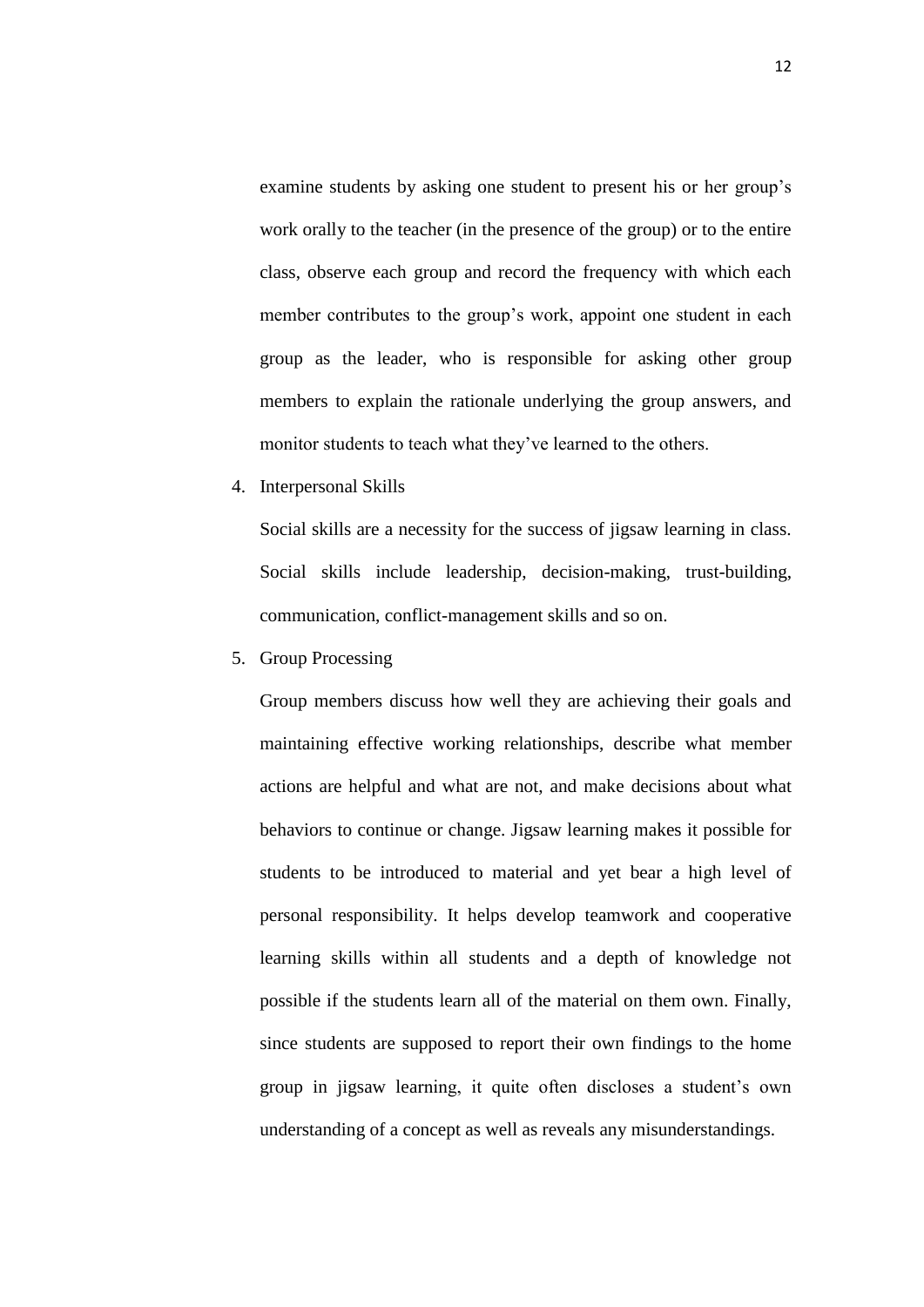examine students by asking one student to present his or her group's work orally to the teacher (in the presence of the group) or to the entire class, observe each group and record the frequency with which each member contributes to the group's work, appoint one student in each group as the leader, who is responsible for asking other group members to explain the rationale underlying the group answers, and monitor students to teach what they've learned to the others.

4. Interpersonal Skills

   Social skills are a necessity for the success of jigsaw learning in class. Social skills include leadership, decision-making, trust-building, communication, conflict-management skills and so on.

5. Group Processing

   Group members discuss how well they are achieving their goals and maintaining effective working relationships, describe what member actions are helpful and what are not, and make decisions about what behaviors to continue or change. Jigsaw learning makes it possible for students to be introduced to material and yet bear a high level of personal responsibility. It helps develop teamwork and cooperative learning skills within all students and a depth of knowledge not possible if the students learn all of the material on them own. Finally, since students are supposed to report their own findings to the home group in jigsaw learning, it quite often discloses a student's own understanding of a concept as well as reveals any misunderstandings.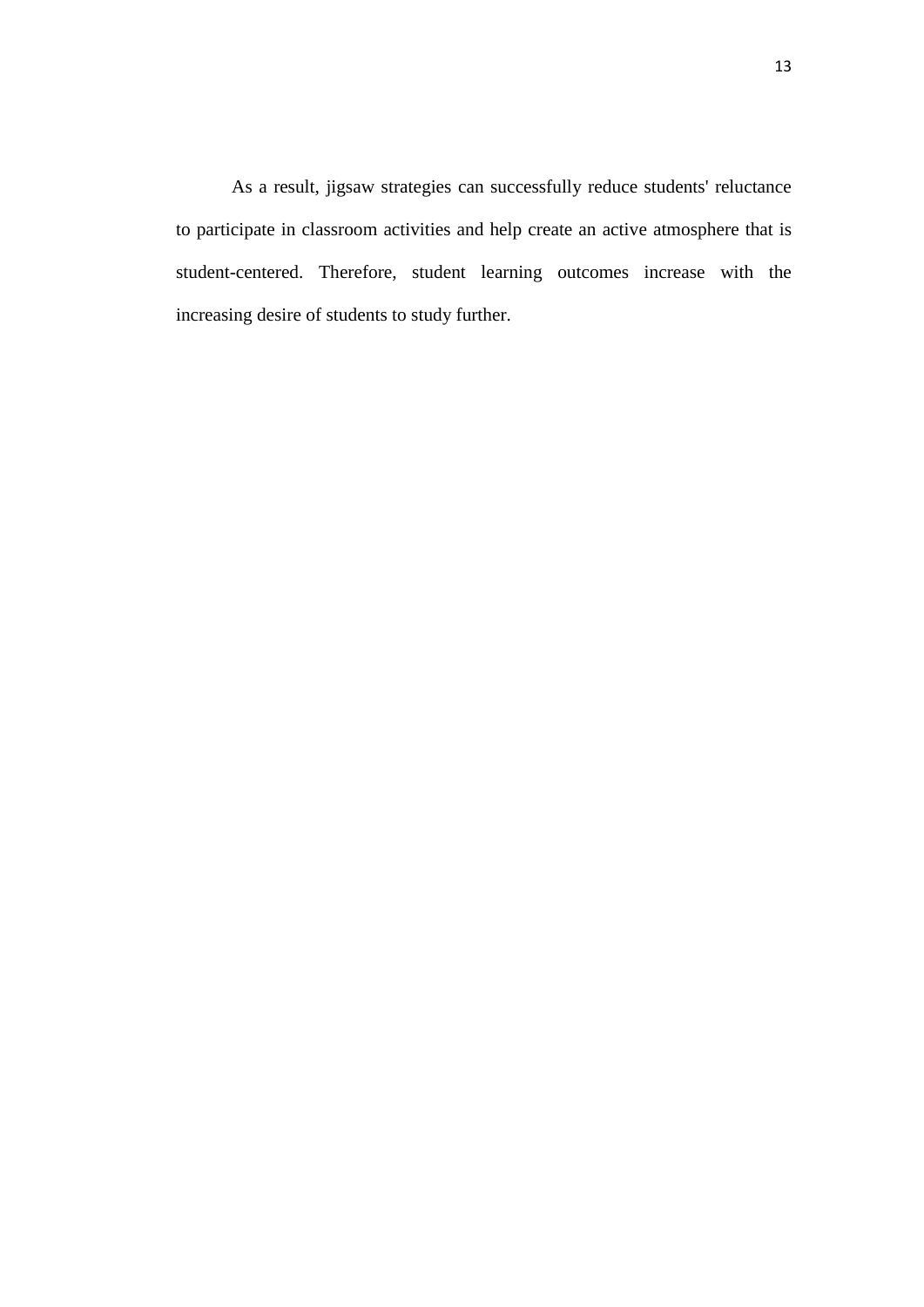As a result, jigsaw strategies can successfully reduce students' reluctance to participate in classroom activities and help create an active atmosphere that is student-centered. Therefore, student learning outcomes increase with the increasing desire of students to study further.